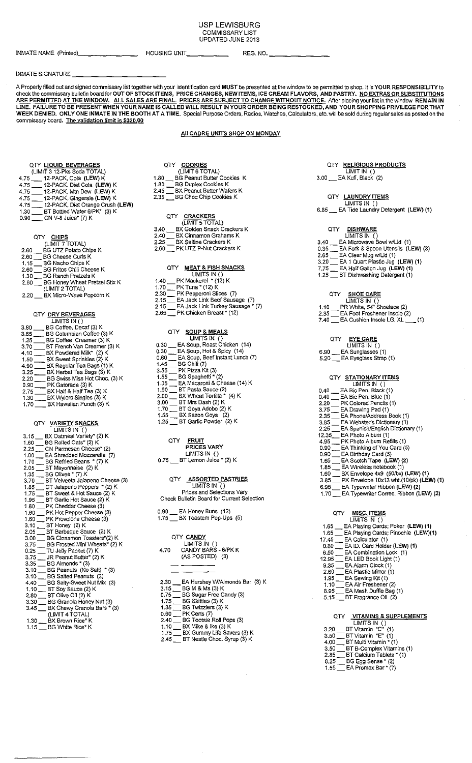# USP LEWISBURG

COMMISSARY LIST

UPDATED JUNE 2013

INMATE NAME (Printed)________________ HOUSING UNIT__________ REG. NO. ________________

INMATE SIGNATURE ______________________

A Properly filled out and signed commissary list together with your identification card **MUST** be presented at the window to be permitted to shop. It is **YOUR RESPONSIBILITY** to check the commissary bulletin board for **OUT OF STOCK ITEMS, PRICE CHANGES, NEW ITEMS, ICE CREAM FLAVORS, AND PASTRY. NO EXTRAS OR SUBSTITUTIONS ARE PERMITTED AT THE WINDOW. ALL SALES ARE FINAL. PRICES ARE SUBJECT TO CHANGE WITHOUT NOTICE.** After placing your list in the window **REMAIN IN LINE. FAILURE TO BE PRESENT WHEN YOUR NAME IS CALLED WILL RESULT IN YOUR ORDER BEING RESTOCKED, AND YOUR SHOPPING PRIVILEGE FOR THAT WEEK DENIED. ONLY ONE INMATE IN THE BOOTH AT A TIME.** Special Purpose Orders, Radios, Watches, Calculators, etc. will be sold during regular sales as posted on the commissary board. **The validation limit is $320.00**

**All CADRE UNITS SHOP ON MONDAY**

## QTY LIQUID BEVERAGES
(LIMIT 3 12-Pks Soda TOTAL)

- 4.75 ___ 12-PACK, Cola **(LEW)** K
- 4.75 ___ 12-PACK, Diet Cola **(LEW)** K
- 4.75 ___ 12-PACK, Mtn Dew **(LEW)** K
- 4.75 ___ 12-PACK, Gingerale **(LEW)** K
- 4.75 ___ 12-PACK, Diet Orange Crush **(LEW)**
- 1.30 ___ BT Bottled Water 6/PK* (3) K
- 0.90 ___ CN V-8 Juice* (7) K

## QTY CHIPS
(LIMIT 7 TOTAL)

- 2.60 ___ BG UTZ Potato Chips K
- 2.60 ___ BG Cheese Curls K
- 1.15 ___ BG Nacho Chips K
- 2.60 ___ BG Fritos Chili Cheese K
- 1.30 ___ BG Ranch Pretzels K
- 2.60 ___ BG Honey Wheat Pretzel Stix K (LIMIT 2 TOTAL)
- 2.20 ___ BX Micro-Wave Popcorn K

## QTY DRY BEVERAGES
LIMITS IN ()

- 3.80 ___ BG Coffee, Decaf (3) K
- 3.65 ___ BG Columbian Coffee (3) K
- 1.25 ___ BG Coffee Creamer (3) K
- 3.70 ___ BT French Van Creamer (3) K
- 4.10 ___ BX Powdered Milk* (2) K
- 1.50 ___ BX Sweet Sprinkles (2) K
- 4.90 ___ BX Regular Tea Bags (1) K
- 3.25 ___ BX Herbal Tea Bags (3) K
- 2.20 ___ BG Swiss Miss Hot Choc. (3) K
- 0.90 ___ PK Gatorade (3) K
- 2.75 ___ BX Half & Half Tea (3) K
- 1.30 ___ BX Wylers Singles (3) K
- 1.70 ___ BX Hawaiian Punch (3) K

## QTY VARIETY SNACKS
LIMITS IN ()

- 3.15 ___ BX Oatmeal Variety* (2) K
- 1.60 ___ BG Rolled Oats* (2) K
- 2.25 ___ CN Parmesan Cheese* (2)
- 1.00 ___ EA Shredded Mozzarella (7)
- 1.70 ___ BG Refried Beans * (7) K
- 2.05 ___ BT Mayonnaise (2) K
- 1.35 ___ BG Olives * (7) K
- 3.70 ___ BT Velveeta Jalapeno Cheese (3)
- 1.85 ___ CT Jalapeno Peppers * (2) K
- 1.75 ___ BT Sweet & Hot Sauce (2) K
- 1.95 ___ BT Garlic Hot Sauce (2) K
- 1.60 ___ PK Cheddar Cheese (3)
- 1.60 ___ PK Hot Pepper Cheese (3)
- 1.60 ___ PK Provolone Cheese (3)
- 3.10 ___ BT Honey (2) K
- 2.05 ___ BT Barbeque Sauce (2) K
- 3.00 ___ BG Cinnamon Toasters*(2) K
- 3.75 ___ BG Frosted Mini Wheats* (2) K
- 0.25 ___ TU Jelly Packet (7) K
- 3.75 ___ JR Peanut Butter* (2) K
- 3.35 ___ BG Almonds * (3)
- 3.10 ___ BG Peanuts (No Salt) * (3)
- 3.10 ___ BG Salted Peanuts (3)
- 4.40 ___ BG Salty-Sweet Nut Mix (3)
- 1.10 ___ BT Soy Sauce (2) K
- 2.80 ___ BT Olive Oil (2) K
- 3.30 ___ BG Granola Honey Nut (3)
- 3.45 ___ BX Chewy Granola Bars * (3) (LIMIT 4 TOTAL)
- 1.30 ___ BX Brown Rice* K
- 1.15 ___ BG White Rice* K

## QTY COOKIES
(LIMIT 6 TOTAL)

- 1.80 ___ BG Peanut Butter Cookies K
- 1.80 ___ BG Duplex Cookies K
- 2.45 ___ BX Peanut Butter Wafers K
- 2.35 ___ BG Choc Chip Cookies K

## QTY CRACKERS
(LIMIT 5 TOTAL)

- 3.40 ___ BX Golden Snack Crackers K
- 2.40 ___ BX Cinnamon Grahams K
- 2.25 ___ BX Saltine Crackers K
- 2.60 ___ PK UTZ P-Nut Crackers K

## QTY MEAT & FISH SNACKS
LIMITS IN ()

- 1.40 ___ PK Mackerel * (12) K
- 1.70 ___ PK Tuna * (12) K
- 2.30 ___ PK Pepperoni Slices (7)
- 2.15 ___ EA Jack Link Beef Sausage (7)
- 2.15 ___ EA Jack Link Turkey Sausage * (7)
- 2.65 ___ PK Chicken Breast * (12)

## QTY SOUP & MEALS
LIMITS IN ()

- 0.30 ___ EA Soup, Roast Chicken (14)
- 0.30 ___ EA Soup, Hot & Spicy (14)
- 0.60 ___ EA Soup, Beef Instant Lunch (7)
- 1.45 ___ BG Chili (7)
- 3.55 ___ PK Pizza Kit (3)
- 1.55 ___ BG Spaghetti * (2)
- 1.05 ___ EA Macaroni & Cheese (14) K
- 1.90 ___ BT Pasta Sauce (2)
- 2.00 ___ BX Wheat Tortilla * (4) K
- 3.00 ___ BT Mrs Dash (2) K
- 1.70 ___ BT Goya Adobo (2) K
- 1.55 ___ BX Sazon Goya (2)
- 1.25 ___ BT Garlic Powder (2) K

## QTY FRUIT
PRICES VARY

LIMITS IN ()

- 0.75 ___ BT Lemon Juice * (2) K

## QTY ASSORTED PASTRIES
LIMITS IN ()

Prices and Selections Vary

Check Bulletin Board for Current Selection

- 0.90 ___ EA Honey Buns (12)
- 1.75 ___ BX Toastem Pop-Ups (5)

## QTY CANDY
LIMITS IN ()

- 4.70 CANDY BARS - 6/PK K (AS POSTED) (3)
- ___ ________
- ___ ________
- 2.30 ___ EA Hershey W/Almonds Bar (3) K
- 3.15 ___ BG M & Ms (3) K
- 0.75 ___ BG Sugar Free Candy (3)
- 1.75 ___ BG Skittles (3) K
- 1.35 ___ BG Twizzlers (3) K
- 0.60 ___ PK Certs (7)
- 2.40 ___ BG Tootsie Roll Pops (3)
- 1.10 ___ BX Mike & Ike (3) K
- 1.75 ___ BX Gummy Life Savers (3) K
- 2.45 ___ BT Nestle Choc. Syrup (3) K

## QTY RELIGIOUS PRODUCTS
LIMIT IN ()

- 3.00 ___ EA Kufi, Black (2)

## QTY LAUNDRY ITEMS
LIMITS IN ()

- 6.85 ___ EA Tide Laundry Detergent **(LEW) (1)**

## QTY DISHWARE
LIMITS IN ()

- 3.40 ___ EA Microwave Bowl w/Lid (1)
- 0.35 ___ EA Fork & Spoon Utensils **(LEW) (3)**
- 2.65 ___ EA Clear Mug w/Lid (1)
- 3.20 ___ EA 1 Quart Plastic Jug **(LEW) (1)**
- 7.75 ___ EA Half Gallon Jug **(LEW) (1)**
- 1.25 ___ BT Dishwashing Detergent (1)

## QTY SHOE CARE
LIMITS IN ()

- 1.10 ___ PR White, 54" Shoelace (2)
- 2.35 ___ EA Foot Freshener Insole (2)
- 7.40 ___ EA Cushion Insole LG, XL ___ (1)

## QTY EYE CARE
LIMITS IN ()

- 6.90 ___ EA Sunglasses (1)
- 5.20 ___ EA Eyeglass Strap (1)

## QTY STATIONARY ITEMS
LIMITS IN ()

- 0.40 ___ EA Bic Pen, Black (1)
- 0.40 ___ EA Bic Pen, Blue (1)
- 2.20 ___ PK Colored Pencils (1)
- 3.75 ___ EA Drawing Pad (1)
- 2.35 ___ EA Phone/Address Book (1)
- 3.85 ___ EA Webster's Dictionary (1)
- 2.25 ___ EA Spanish/English Dictionary (1)
- 12.35 ___ EA Photo Album (1)
- 4.95 ___ PK Photo Album Refills (1)
- 0.90 ___ EA Thinking of You Card (5)
- 0.90 ___ EA Birthday Card (5)
- 1.65 ___ EA Scotch Tape **(LEW) (2)**
- 1.85 ___ EA Wireless notebook (1)
- 1.60 ___ BX Envelope 4x9 (50/bx) **(LEW) (1)**
- 3.85 ___ PK Envelope 10x13 wht.(10/pk) **(LEW) (1)**
- 6.95 ___ EA Typewriter Ribbon **(LEW) (2)**
- 1.70 ___ EA Typewriter Correc. Ribbon **(LEW) (2)**

## QTY MISC. ITEMS
LIMITS IN ()

- 1.65 ___ EA Playing Cards; Poker **(LEW) (1)**
- 1.65 ___ EA Playing Cards; Pinochle **(LEW)(1)**
- 17.45 ___ EA Calculator (1)
- 0.80 ___ EA ID. Card Holder **(LEW) (1)**
- 6.50 ___ EA Combination Lock (1)
- 12.95 ___ EA LED Book Light (1)
- 9.35 ___ EA Alarm Clock (1)
- 2.60 ___ EA Plastic Mirror (1)
- 1.95 ___ EA Sewing Kit (1)
- 1.10 ___ EA Air Freshener (2)
- 8.95 ___ EA Mesh Duffle Bag (1)
- 5.15 ___ BT Fragrance Oil (2)

## QTY VITAMINS & SUPPLEMENTS
LIMITS IN ()

- 3.20 ___ BT Vitamin "C" (1)
- 3.50 ___ BT Vitamin "E" (1)
- 4.00 ___ BT Multi Vitamin * (1)
- 3.50 ___ BT B-Complex Vitamins (1)
- 2.85 ___ BT Calcium Tablets * (1)
- 8.25 ___ BG Egg Sense * (2)
- 1.55 ___ EA Promax Bar * (7)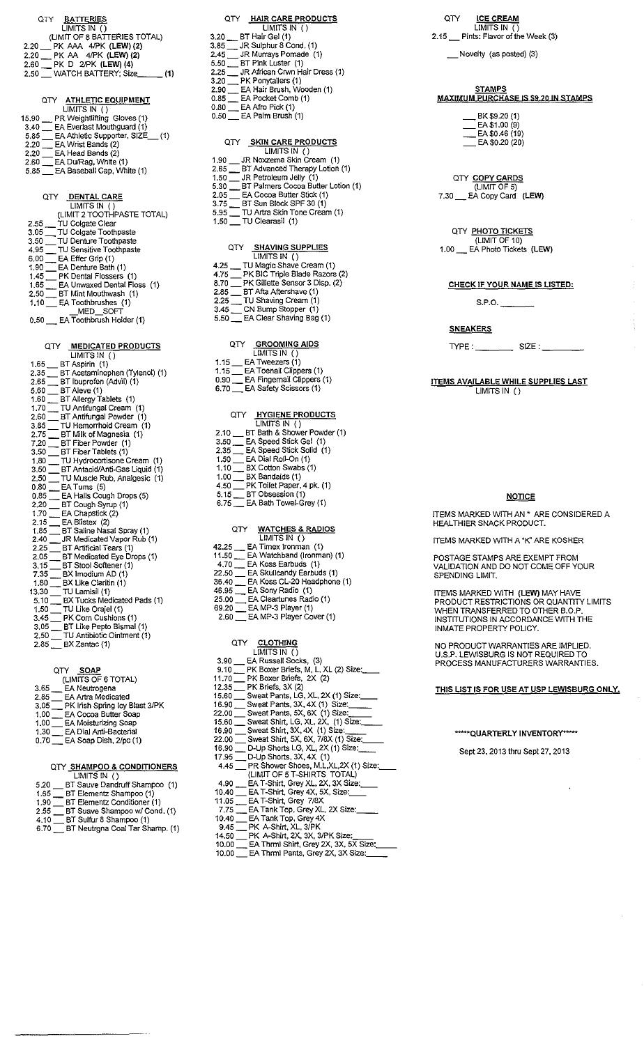## BATTERIES

QTY LIMITS IN ( )
(LIMIT OF 8 BATTERIES TOTAL)

- 2.20 ___ PK AAA 4/PK **(LEW) (2)**
- 2.20 ___ PK AA 4/PK **(LEW) (2)**
- 2.60 ___ PK D 2/PK **(LEW) (4)**
- 2.50 ___ WATCH BATTERY; Size______ **(1)**

## ATHLETIC EQUIPMENT

QTY LIMITS IN ( )

- 15.90 ___ PR Weightlifting Gloves (1)
- 3.40 ___ EA Everlast Mouthguard (1)
- 5.85 ___ EA Athletic Supporter, SIZE___ (1)
- 2.20 ___ EA Wrist Bands (2)
- 2.20 ___ EA Head Bands (2)
- 2.60 ___ EA Du/Rag, White (1)
- 5.85 ___ EA Baseball Cap, White (1)

## DENTAL CARE

QTY LIMITS IN ( )
(LIMIT 2 TOOTHPASTE TOTAL)

- 2.55 ___ TU Colgate Clear
- 3.05 ___ TU Colgate Toothpaste
- 3.50 ___ TU Denture Toothpaste
- 4.95 ___ TU Sensitive Toothpaste
- 6.00 ___ EA Effer Grip (1)
- 1.90 ___ EA Denture Bath (1)
- 1.45 ___ PK Dental Flossers (1)
- 1.65 ___ EA Unwaxed Dental Floss (1)
- 2.50 ___ BT Mint Mouthwash (1)
- 1.10 ___ EA Toothbrushes (1) ___MED ___SOFT
- 0.50 ___ EA Toothbrush Holder (1)

## MEDICATED PRODUCTS

QTY LIMITS IN ( )

- 1.65 ___ BT Aspirin (1)
- 2.35 ___ BT Acetaminophen (Tylenol) (1)
- 2.65 ___ BT Ibuprofen (Advil) (1)
- 5.60 ___ BT Aleve (1)
- 1.60 ___ BT Allergy Tablets (1)
- 1.70 ___ TU Antifungal Cream (1)
- 2.60 ___ BT Antifungal Powder (1)
- 3.85 ___ TU Hemorrhoid Cream (1)
- 2.75 ___ BT Milk of Magnesia (1)
- 7.20 ___ BT Fiber Powder (1)
- 3.50 ___ BT Fiber Tablets (1)
- 1.80 ___ TU Hydrocortisone Cream (1)
- 3.50 ___ BT Antacid/Anti-Gas Liquid (1)
- 2.50 ___ TU Muscle Rub, Analgesic (1)
- 0.80 ___ EA Tums (5)
- 0.85 ___ EA Halls Cough Drops (5)
- 2.20 ___ BT Cough Syrup (1)
- 1.70 ___ EA Chapstick (2)
- 2.15 ___ EA Blistex (2)
- 1.85 ___ BT Saline Nasal Spray (1)
- 2.40 ___ JR Medicated Vapor Rub (1)
- 2.25 ___ BT Artificial Tears (1)
- 2.05 ___ BT Medicated Eye Drops (1)
- 3.15 ___ BT Stool Softener (1)
- 7.35 ___ BX Imodium AD (1)
- 1.80 ___ BX Like Claritin (1)
- 13.30 ___ TU Lamisil (1)
- 5.10 ___ BX Tucks Medicated Pads (1)
- 1.50 ___ TU Like Orajel (1)
- 3.45 ___ PK Corn Cushions (1)
- 3.05 ___ BT Like Pepto Bismal (1)
- 2.50 ___ TU Antibiotic Ointment (1)
- 2.85 ___ BX Zantac (1)

## SOAP

QTY (LIMITS OF 6 TOTAL)

- 3.65 ___ EA Neutrogena
- 2.85 ___ EA Artra Medicated
- 3.05 ___ PK Irish Spring Icy Blast 3/PK
- 1.00 ___ EA Cocoa Butter Soap
- 1.00 ___ EA Moisturizing Soap
- 1.30 ___ EA Dial Anti-Bacterial
- 0.70 ___ EA Soap Dish, 2/pc (1)

## SHAMPOO & CONDITIONERS

QTY LIMITS IN ( )

- 5.20 ___ BT Sauve Dandruff Shampoo (1)
- 1.65 ___ BT Elementz Shampoo (1)
- 1.90 ___ BT Elementz Conditioner (1)
- 2.55 ___ BT Suave Shampoo w/ Cond. (1)
- 4.10 ___ BT Sulfur 8 Shampoo (1)
- 6.70 ___ BT Neutrgna Coal Tar Shamp. (1)

## HAIR CARE PRODUCTS

QTY LIMITS IN ( )

- 3.20 ___ BT Hair Gel (1)
- 3.85 ___ JR Sulphur 8 Cond. (1)
- 2.45 ___ JR Murrays Pomade (1)
- 5.50 ___ BT Pink Luster (1)
- 2.25 ___ JR African Crwn Hair Dress (1)
- 3.20 ___ PK Ponytailers (1)
- 2.90 ___ EA Hair Brush, Wooden (1)
- 0.85 ___ EA Pocket Comb (1)
- 0.80 ___ EA Afro Pick (1)
- 0.50 ___ EA Palm Brush (1)

## SKIN CARE PRODUCTS

QTY LIMITS IN ( )

- 1.90 ___ JR Noxzema Skin Cream (1)
- 2.65 ___ BT Advanced Therapy Lotion (1)
- 1.50 ___ JR Petroleum Jelly (1)
- 5.30 ___ BT Palmers Cocoa Butter Lotion (1)
- 2.05 ___ EA Cocoa Butter Stick (1)
- 3.75 ___ BT Sun Block SPF 30 (1)
- 5.95 ___ TU Artra Skin Tone Cream (1)
- 1.50 ___ TU Clearasil (1)

## SHAVING SUPPLIES

QTY LIMITS IN ( )

- 4.25 ___ TU Magic Shave Cream (1)
- 4.75 ___ PK BIC Triple Blade Razors (2)
- 8.70 ___ PK Gillette Sensor 3 Disp. (2)
- 2.85 ___ BT Afta Aftershave (1)
- 2.25 ___ TU Shaving Cream (1)
- 3.45 ___ CN Bump Stopper (1)
- 5.50 ___ EA Clear Shaving Bag (1)

## GROOMING AIDS

QTY LIMITS IN ( )

- 1.15 ___ EA Tweezers (1)
- 1.15 ___ EA Toenail Clippers (1)
- 0.90 ___ EA Fingernail Clippers (1)
- 6.70 ___ EA Safety Scissors (1)

## HYGIENE PRODUCTS

QTY LIMITS IN ( )

- 2.10 ___ BT Bath & Shower Powder (1)
- 3.50 ___ EA Speed Stick Gel (1)
- 2.35 ___ EA Speed Stick Solid (1)
- 1.50 ___ EA Dial Roll-On (1)
- 1.10 ___ BX Cotton Swabs (1)
- 1.00 ___ BX Bandaids (1)
- 4.50 ___ PK Toilet Paper, 4 pk. (1)
- 5.15 ___ BT Obsession (1)
- 6.75 ___ EA Bath Towel-Grey (1)

## WATCHES & RADIOS

QTY LIMITS IN ( )

- 42.25 ___ EA Timex Ironman (1)
- 11.50 ___ EA Watchband (Ironman) (1)
- 4.70 ___ EA Koss Earbuds (1)
- 22.50 ___ EA Skullcandy Earbuds (1)
- 36.40 ___ EA Koss CL-20 Headphone (1)
- 46.95 ___ EA Sony Radio (1)
- 25.00 ___ EA Cleartunes Radio (1)
- 69.20 ___ EA MP-3 Player (1)
- 2.60 ___ EA MP-3 Player Cover (1)

## CLOTHING

QTY LIMITS IN ( )

- 3.90 ___ EA Russell Socks, (3)
- 9.10 ___ PK Boxer Briefs, M, L, XL (2) Size:____
- 11.70 ___ PK Boxer Briefs, 2X (2)
- 12.35 ___ PK Briefs, 3X (2)
- 15.60 ___ Sweat Pants, LG, XL, 2X (1) Size:____
- 16.90 ___ Sweat Pants, 3X, 4X (1) Size:____
- 22.00 ___ Sweat Pants, 5X, 6X (1) Size:____
- 15.60 ___ Sweat Shirt, LG, XL, 2X, (1) Size:____
- 16.90 ___ Sweat Shirt, 3X, 4X (1) Size:____
- 22.00 ___ Sweat Shirt, 5X, 6X, 7/8X (1) Size:____
- 16.90 ___ D-Up Shorts LG, XL, 2X (1) Size:____
- 17.95 ___ D-Up Shorts, 3X, 4X (1)
- 4.45 ___ PR Shower Shoes, M,L,XL,2X (1) Size:____
  (LIMIT OF 5 T-SHIRTS TOTAL)
- 4.90 ___ EA T-Shirt, Grey XL, 2X, 3X Size:____
- 10.40 ___ EA T-Shirt, Grey 4X, 5X, Size:____
- 11.05 ___ EA T-Shirt, Grey 7/8X
- 7.75 ___ EA Tank Top, Grey XL, 2X Size:____
- 10.40 ___ EA Tank Top, Grey 4X
- 9.45 ___ PK A-Shirt, XL, 3/PK
- 14.50 ___ PK A-Shirt, 2X, 3X, 3/PK Size:____
- 10.00 ___ EA Thrml Shirt, Grey 2X, 3X, 5X Size:____
- 10.00 ___ EA Thrml Pants, Grey 2X, 3X Size:____

## ICE CREAM

QTY LIMITS IN ( )

- 2.15 ___ Pints: Flavor of the Week (3)
- ___ Novelty (as posted) (3)

## STAMPS

**MAXIMUM PURCHASE IS $9.20 IN STAMPS**

- ___ BK $9.20 (1)
- ___ EA $1.00 (9)
- ___ EA $0.46 (19)
- ___ EA $0.20 (20)

## COPY CARDS

QTY (LIMIT OF 5)

- 7.30 ___ EA Copy Card **(LEW)**

## PHOTO TICKETS

QTY (LIMIT OF 10)

- 1.00 ___ EA Photo Tickets **(LEW)**

**CHECK IF YOUR NAME IS LISTED:**

S.P.O. ________

**SNEAKERS**

TYPE : ________ SIZE : ________

**ITEMS AVAILABLE WHILE SUPPLIES LAST**

LIMITS IN ( )

## NOTICE

ITEMS MARKED WITH AN * ARE CONSIDERED A HEALTHIER SNACK PRODUCT.

ITEMS MARKED WITH A "K" ARE KOSHER

POSTAGE STAMPS ARE EXEMPT FROM VALIDATION AND DO NOT COME OFF YOUR SPENDING LIMIT.

ITEMS MARKED WITH **(LEW)** MAY HAVE PRODUCT RESTRICTIONS OR QUANTITY LIMITS WHEN TRANSFERRED TO OTHER B.O.P. INSTITUTIONS IN ACCORDANCE WITH THE INMATE PROPERTY POLICY.

NO PRODUCT WARRANTIES ARE IMPLIED. U.S.P. LEWISBURG IS NOT REQUIRED TO PROCESS MANUFACTURERS WARRANTIES.

**THIS LIST IS FOR USE AT USP LEWISBURG ONLY.**

*****QUARTERLY INVENTORY*****

Sept 23, 2013 thru Sept 27, 2013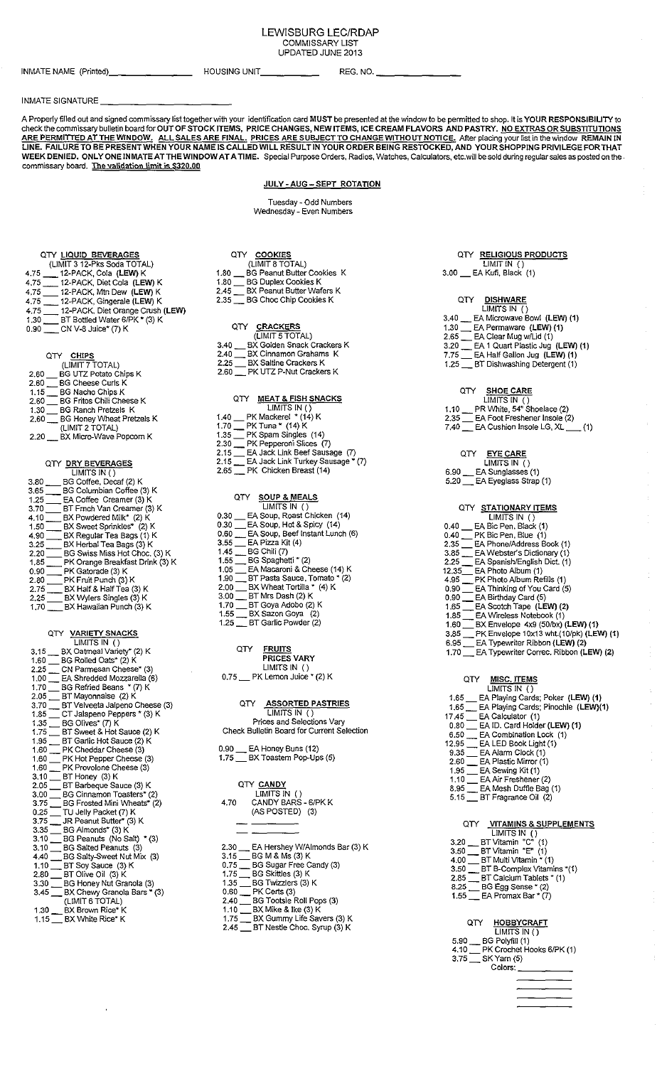# LEWISBURG LEC/RDAP

COMMISSARY LIST

UPDATED JUNE 2013

INMATE NAME (Printed)________________ HOUSING UNIT__________ REG. NO. ______________

INMATE SIGNATURE ______________________

A Properly filled out and signed commissary list together with your identification card **MUST** be presented at the window to be permitted to shop. It is **YOUR RESPONSIBILITY** to check the commissary bulletin board for **OUT OF STOCK ITEMS, PRICE CHANGES, NEW ITEMS, ICE CREAM FLAVORS AND PASTRY. NO EXTRAS OR SUBSTITUTIONS ARE PERMITTED AT THE WINDOW. ALL SALES ARE FINAL. PRICES ARE SUBJECT TO CHANGE WITHOUT NOTICE.** After placing your list in the window **REMAIN IN LINE. FAILURE TO BE PRESENT WHEN YOUR NAME IS CALLED WILL RESULT IN YOUR ORDER BEING RESTOCKED, AND YOUR SHOPPING PRIVILEGE FOR THAT WEEK DENIED. ONLY ONE INMATE AT THE WINDOW AT A TIME.** Special Purpose Orders, Radios, Watches, Calculators, etc.will be sold during regular sales as posted on the commissary board. **The validation limit is $320.00**

## JULY - AUG – SEPT ROTATION

Tuesday - Odd Numbers
Wednesday - Even Numbers

### QTY LIQUID BEVERAGES
(LIMIT 3 12-Pks Soda TOTAL)

- 4.75 ___ 12-PACK, Cola (**LEW**) K
- 4.75 ___ 12-PACK, Diet Cola (**LEW**) K
- 4.75 ___ 12-PACK, Mtn Dew (**LEW**) K
- 4.75 ___ 12-PACK, Gingerale (**LEW**) K
- 4.75 ___ 12-PACK, Diet Orange Crush (**LEW**)
- 1.30 ___ BT Bottled Water 6/PK * (3) K
- 0.90 ___ CN V-8 Juice* (7) K

### QTY CHIPS
(LIMIT 7 TOTAL)

- 2.60 ___ BG UTZ Potato Chips K
- 2.60 ___ BG Cheese Curls K
- 1.15 ___ BG Nacho Chips K
- 2.60 ___ BG Fritos Chili Cheese K
- 1.30 ___ BG Ranch Pretzels K
- 2.60 ___ BG Honey Wheat Pretzels K
  (LIMIT 2 TOTAL)
- 2.20 ___ BX Micro-Wave Popcorn K

### QTY DRY BEVERAGES
LIMITS IN ( )

- 3.80 ___ BG Coffee, Decaf (2) K
- 3.65 ___ BG Columbian Coffee (3) K
- 1.25 ___ EA Coffee Creamer (3) K
- 3.70 ___ BT Frnch Van Creamer (3) K
- 4.10 ___ BX Powdered Milk* (2) K
- 1.50 ___ BX Sweet Sprinkles* (2) K
- 4.90 ___ BX Regular Tea Bags (1) K
- 3.25 ___ BX Herbal Tea Bags (3) K
- 2.20 ___ BG Swiss Miss Hot Choc. (3) K
- 1.85 ___ PK Orange Breakfast Drink (3) K
- 0.90 ___ PK Gatorade (3) K
- 2.80 ___ PK Fruit Punch (3) K
- 2.75 ___ BX Half & Half Tea (3) K
- 2.25 ___ BX Wylers Singles (3) K
- 1.70 ___ BX Hawaiian Punch (3) K

### QTY VARIETY SNACKS
LIMITS IN ( )

- 3.15 ___ BX Oatmeal Variety* (2) K
- 1.60 ___ BG Rolled Oats* (2) K
- 2.25 ___ CN Parmesan Cheese* (3)
- 1.00 ___ EA Shredded Mozzarella (6)
- 1.70 ___ BG Refried Beans * (7) K
- 2.05 ___ BT Mayonnaise (2) K
- 3.70 ___ BT Velveeta Jalpeno Cheese (3)
- 1.85 ___ CT Jalapeno Peppers * (3) K
- 1.35 ___ BG Olives* (7) K
- 1.75 ___ BT Sweet & Hot Sauce (2) K
- 1.95 ___ BT Garlic Hot Sauce (2) K
- 1.60 ___ PK Cheddar Cheese (3)
- 1.60 ___ PK Hot Pepper Cheese (3)
- 1.60 ___ PK Provolone Cheese (3)
- 3.10 ___ BT Honey (3) K
- 2.05 ___ BT Barbeque Sauce (3) K
- 3.00 ___ BG Cinnamon Toasters* (2)
- 3.75 ___ BG Frosted Mini Wheats* (2)
- 0.25 ___ TU Jelly Packet (7) K
- 3.75 ___ JR Peanut Butter* (3) K
- 3.35 ___ BG Almonds* (3) K
- 3.10 ___ BG Peanuts (No Salt) * (3)
- 3.10 ___ BG Salted Peanuts (3)
- 4.40 ___ BG Salty-Sweet Nut Mix (3)
- 1.10 ___ BT Soy Sauce (3) K
- 2.80 ___ BT Olive Oil (3) K
- 3.30 ___ BG Honey Nut Granola (3)
- 3.45 ___ BX Chewy Granola Bars * (3)
  (LIMIT 6 TOTAL)
- 1.30 ___ BX Brown Rice* K
- 1.15 ___ BX White Rice* K

### QTY COOKIES
(LIMIT 8 TOTAL)

- 1.80 ___ BG Peanut Butter Cookies K
- 1.80 ___ BG Duplex Cookies K
- 2.45 ___ BX Peanut Butter Wafers K
- 2.35 ___ BG Choc Chip Cookies K

### QTY CRACKERS
(LIMIT 5 TOTAL)

- 3.40 ___ BX Golden Snack Crackers K
- 2.40 ___ BX Cinnamon Grahams K
- 2.25 ___ BX Saltine Crackers K
- 2.60 ___ PK UTZ P-Nut Crackers K

### QTY MEAT & FISH SNACKS
LIMITS IN ( )

- 1.40 ___ PK Mackerel * (14) K
- 1.70 ___ PK Tuna * (14) K
- 1.35 ___ PK Spam Singles (14)
- 2.30 ___ PK Pepperoni Slices (7)
- 2.15 ___ EA Jack Link Beef Sausage (7)
- 2.15 ___ EA Jack Link Turkey Sausage * (7)
- 2.65 ___ PK Chicken Breast (14)

### QTY SOUP & MEALS
LIMITS IN ( )

- 0.30 ___ EA Soup, Roast Chicken (14)
- 0.30 ___ EA Soup, Hot & Spicy (14)
- 0.60 ___ EA Soup, Beef Instant Lunch (6)
- 3.55 ___ EA Pizza Kit (4)
- 1.45 ___ BG Chili (7)
- 1.55 ___ BG Spaghetti * (2)
- 1.05 ___ EA Macaroni & Cheese (14) K
- 1.90 ___ BT Pasta Sauce, Tomato * (2)
- 2.00 ___ BX Wheat Tortilla * (4) K
- 3.00 ___ BT Mrs Dash (2) K
- 1.70 ___ BT Goya Adobo (2) K
- 1.55 ___ BX Sazon Goya (2)
- 1.25 ___ BT Garlic Powder (2)

### QTY FRUITS
PRICES VARY
LIMITS IN ( )

- 0.75 ___ PK Lemon Juice * (2) K

### QTY ASSORTED PASTRIES
LIMITS IN ( )
Prices and Selections Vary
Check Bulletin Board for Current Selection

- 0.90 ___ EA Honey Buns (12)
- 1.75 ___ BX Toaster Pop-Ups (5)

### QTY CANDY
LIMITS IN ( )

- 4.70 CANDY BARS - 6/PK K
  (AS POSTED) (3)
- ___ ________
- ___ ________
- 2.30 ___ EA Hershey W/Almonds Bar (3) K
- 3.15 ___ BG M & Ms (3) K
- 0.75 ___ BG Sugar Free Candy (3)
- 1.75 ___ BG Skittles (3) K
- 1.35 ___ BG Twizzlers (3) K
- 0.60 ___ PK Certs (3)
- 2.40 ___ BG Tootsie Roll Pops (3)
- 1.10 ___ BX Mike & Ike (3) K
- 1.75 ___ BX Gummy Life Savers (3) K
- 2.45 ___ BT Nestle Choc. Syrup (3) K

### QTY RELIGIOUS PRODUCTS
LIMIT IN ( )

- 3.00 ___ EA Kufi, Black (1)

### QTY DISHWARE
LIMITS IN ( )

- 3.40 ___ EA Microwave Bowl (**LEW**) (1)
- 1.30 ___ EA Permaware (**LEW**) (1)
- 2.65 ___ EA Clear Mug w/Lid (1)
- 3.20 ___ EA 1 Quart Plastic Jug (**LEW**) (1)
- 7.75 ___ EA Half Gallon Jug (**LEW**) (1)
- 1.25 ___ BT Dishwashing Detergent (1)

### QTY SHOE CARE
LIMITS IN ( )

- 1.10 ___ PR White, 54" Shoelace (2)
- 2.35 ___ EA Foot Freshener Insole (2)
- 7.40 ___ EA Cushion Insole LG, XL ___ (1)

### QTY EYE CARE
LIMITS IN ( )

- 6.90 ___ EA Sunglasses (1)
- 5.20 ___ EA Eyeglass Strap (1)

### QTY STATIONARY ITEMS
LIMITS IN ( )

- 0.40 ___ EA Bic Pen, Black (1)
- 0.40 ___ PK Bic Pen, Blue (1)
- 2.35 ___ EA Phone/Address Book (1)
- 3.85 ___ EA Webster's Dictionary (1)
- 2.25 ___ EA Spanish/English Dict. (1)
- 12.35 ___ EA Photo Album (1)
- 4.95 ___ PK Photo Album Refills (1)
- 0.90 ___ EA Thinking of You Card (5)
- 0.90 ___ EA Birthday Card (5)
- 1.65 ___ EA Scotch Tape (**LEW**) (2)
- 1.85 ___ EA Wireless Notebook (1)
- 1.60 ___ BX Envelope 4x9 (50/bx) (**LEW**) (1)
- 3.85 ___ PK Envelope 10x13 wht.(10/pk) (**LEW**) (1)
- 6.95 ___ EA Typewriter Ribbon (**LEW**) (2)
- 1.70 ___ EA Typewriter Correc. Ribbon (**LEW**) (2)

### QTY MISC. ITEMS
LIMITS IN ( )

- 1.65 ___ EA Playing Cards; Poker (**LEW**) (1)
- 1.65 ___ EA Playing Cards; Pinochle (**LEW**)(1)
- 17.45 ___ EA Calculator (1)
- 0.80 ___ EA ID. Card Holder (**LEW**) (1)
- 6.50 ___ EA Combination Lock (1)
- 12.95 ___ EA LED Book Light (1)
- 9.35 ___ EA Alarm Clock (1)
- 2.60 ___ EA Plastic Mirror (1)
- 1.95 ___ EA Sewing Kit (1)
- 1.10 ___ EA Air Freshener (2)
- 8.95 ___ EA Mesh Duffle Bag (1)
- 5.15 ___ BT Fragrance Oil (2)

### QTY VITAMINS & SUPPLEMENTS
LIMITS IN ( )

- 3.20 ___ BT Vitamin "C" (1)
- 3.50 ___ BT Vitamin "E" (1)
- 4.00 ___ BT Multi Vitamin * (1)
- 3.50 ___ BT B-Complex Vitamins *(1)
- 2.85 ___ BT Calcium Tablets * (1)
- 8.25 ___ BG Egg Sense * (2)
- 1.55 ___ EA Promax Bar * (7)

### QTY HOBBYCRAFT
LIMITS IN ( )

- 5.90 ___ BG Polyfill (1)
- 4.10 ___ PK Crochet Hooks 6/PK (1)
- 3.75 ___ SK Yarn (5)
  Colors: ________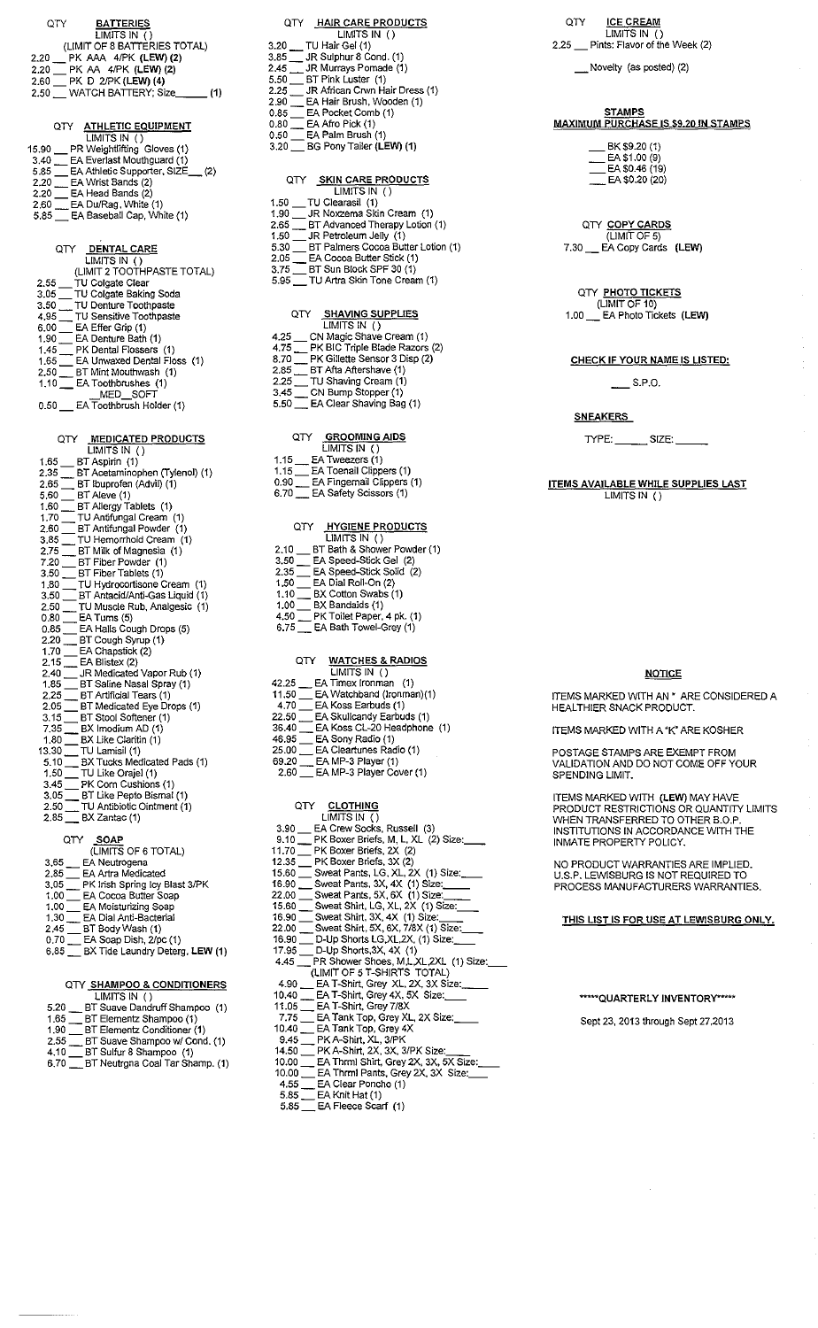## BATTERIES

QTY

LIMITS IN ( )

(LIMIT OF 8 BATTERIES TOTAL)

- 2.20 ___ PK AAA 4/PK **(LEW) (2)**
- 2.20 ___ PK AA 4/PK **(LEW) (2)**
- 2.60 ___ PK D 2/PK **(LEW) (4)**
- 2.50 ___ WATCH BATTERY; Size______ **(1)**

## ATHLETIC EQUIPMENT

QTY

LIMITS IN ( )

- 15.90 ___ PR Weightlifting Gloves (1)
- 3.40 ___ EA Everlast Mouthguard (1)
- 5.85 ___ EA Athletic Supporter, SIZE___ (2)
- 2.20 ___ EA Wrist Bands (2)
- 2.20 ___ EA Head Bands (2)
- 2.60 ___ EA Du/Rag, White (1)
- 5.85 ___ EA Baseball Cap, White (1)

## DENTAL CARE

QTY

LIMITS IN ( )

(LIMIT 2 TOOTHPASTE TOTAL)

- 2.55 ___ TU Colgate Clear
- 3.05 ___ TU Colgate Baking Soda
- 3.50 ___ TU Denture Toothpaste
- 4.95 ___ TU Sensitive Toothpaste
- 6.00 ___ EA Effer Grip (1)
- 1.90 ___ EA Denture Bath (1)
- 1.45 ___ PK Dental Flossers (1)
- 1.65 ___ EA Unwaxed Dental Floss (1)
- 2.50 ___ BT Mint Mouthwash (1)
- 1.10 ___ EA Toothbrushes (1) ___MED ___SOFT
- 0.50 ___ EA Toothbrush Holder (1)

## MEDICATED PRODUCTS

QTY

LIMITS IN ( )

- 1.65 ___ BT Aspirin (1)
- 2.35 ___ BT Acetaminophen (Tylenol) (1)
- 2.65 ___ BT Ibuprofen (Advil) (1)
- 5.60 ___ BT Aleve (1)
- 1.60 ___ BT Allergy Tablets (1)
- 1.70 ___ TU Antifungal Cream (1)
- 2.60 ___ BT Antifungal Powder (1)
- 3.85 ___ TU Hemorrhoid Cream (1)
- 2.75 ___ BT Milk of Magnesia (1)
- 7.20 ___ BT Fiber Powder (1)
- 3.50 ___ BT Fiber Tablets (1)
- 1.80 ___ TU Hydrocortisone Cream (1)
- 3.50 ___ BT Antacid/Anti-Gas Liquid (1)
- 2.50 ___ TU Muscle Rub, Analgesic (1)
- 0.80 ___ EA Tums (5)
- 0.65 ___ EA Halls Cough Drops (5)
- 2.20 ___ BT Cough Syrup (1)
- 1.70 ___ EA Chapstick (2)
- 2.15 ___ EA Blistex (2)
- 2.40 ___ JR Medicated Vapor Rub (1)
- 1.85 ___ BT Saline Nasal Spray (1)
- 2.25 ___ BT Artificial Tears (1)
- 2.05 ___ BT Medicated Eye Drops (1)
- 3.15 ___ BT Stool Softener (1)
- 7.35 ___ BX Imodium AD (1)
- 1.80 ___ BX Like Claritin (1)
- 13.30 ___ TU Lamisil (1)
- 5.10 ___ BX Tucks Medicated Pads (1)
- 1.50 ___ TU Like Orajel (1)
- 3.45 ___ PK Corn Cushions (1)
- 3.05 ___ BT Like Pepto Bismal (1)
- 2.50 ___ TU Antibiotic Ointment (1)
- 2.85 ___ BX Zantac (1)

## SOAP

QTY

(LIMITS OF 6 TOTAL)

- 3.65 ___ EA Neutrogena
- 2.85 ___ EA Artra Medicated
- 3.05 ___ PK Irish Spring Icy Blast 3/PK
- 1.00 ___ EA Cocoa Butter Soap
- 1.00 ___ EA Moisturizing Soap
- 1.30 ___ EA Dial Anti-Bacterial
- 2.45 ___ BT Body Wash (1)
- 0.70 ___ EA Soap Dish, 2/pc (1)
- 6.85 ___ BX Tide Laundry Deterg. **LEW (1)**

## SHAMPOO & CONDITIONERS

QTY

LIMITS IN ( )

- 5.20 ___ BT Suave Dandruff Shampoo (1)
- 1.65 ___ BT Elementz Shampoo (1)
- 1.90 ___ BT Elementz Conditioner (1)
- 2.55 ___ BT Suave Shampoo w/ Cond. (1)
- 4.10 ___ BT Sulfur 8 Shampoo (1)
- 6.70 ___ BT Neutrgna Coal Tar Shamp. (1)

## HAIR CARE PRODUCTS

QTY

LIMITS IN ( )

- 3.20 ___ TU Hair Gel (1)
- 3.85 ___ JR Sulphur 8 Cond. (1)
- 2.45 ___ JR Murrays Pomade (1)
- 5.50 ___ BT Pink Luster (1)
- 2.25 ___ JR African Crwn Hair Dress (1)
- 2.90 ___ EA Hair Brush, Wooden (1)
- 0.85 ___ EA Pocket Comb (1)
- 0.80 ___ EA Afro Pick (1)
- 0.50 ___ EA Palm Brush (1)
- 3.20 ___ BG Pony Tailer **(LEW) (1)**

## SKIN CARE PRODUCTS

QTY

LIMITS IN ( )

- 1.50 ___ TU Clearasil (1)
- 1.90 ___ JR Noxzema Skin Cream (1)
- 2.65 ___ BT Advanced Therapy Lotion (1)
- 1.50 ___ JR Petroleum Jelly (1)
- 5.30 ___ BT Palmers Cocoa Butter Lotion (1)
- 2.05 ___ EA Cocoa Butter Stick (1)
- 3.75 ___ BT Sun Block SPF 30 (1)
- 5.95 ___ TU Artra Skin Tone Cream (1)

## SHAVING SUPPLIES

QTY

LIMITS IN ( )

- 4.25 ___ CN Magic Shave Cream (1)
- 4.75 ___ PK BIC Triple Blade Razors (2)
- 8.70 ___ PK Gillette Sensor 3 Disp (2)
- 2.85 ___ BT Afta Aftershave (1)
- 2.25 ___ TU Shaving Cream (1)
- 3.45 ___ CN Bump Stopper (1)
- 5.50 ___ EA Clear Shaving Bag (1)

## GROOMING AIDS

QTY

LIMITS IN ( )

- 1.15 ___ EA Tweezers (1)
- 1.15 ___ EA Toenail Clippers (1)
- 0.90 ___ EA Fingernail Clippers (1)
- 6.70 ___ EA Safety Scissors (1)

## HYGIENE PRODUCTS

QTY

LIMITS IN ( )

- 2.10 ___ BT Bath & Shower Powder (1)
- 3.50 ___ EA Speed-Stick Gel (2)
- 2.35 ___ EA Speed-Stick Solid (2)
- 1.50 ___ EA Dial Roll-On (2)
- 1.10 ___ BX Cotton Swabs (1)
- 1.00 ___ BX Bandaids (1)
- 4.50 ___ PK Toilet Paper, 4 pk. (1)
- 6.75 ___ EA Bath Towel-Grey (1)

## WATCHES & RADIOS

QTY

LIMITS IN ( )

- 42.25 ___ EA Timex Ironman (1)
- 11.50 ___ EA Watchband (Ironman)(1)
- 4.70 ___ EA Koss Earbuds (1)
- 22.50 ___ EA Skullcandy Earbuds (1)
- 36.40 ___ EA Koss CL-20 Headphone (1)
- 46.95 ___ EA Sony Radio (1)
- 25.00 ___ EA Cleartunes Radio (1)
- 69.20 ___ EA MP-3 Player (1)
- 2.60 ___ EA MP-3 Player Cover (1)

## CLOTHING

QTY

LIMITS IN ( )

- 3.90 ___ EA Crew Socks, Russell (3)
- 9.10 ___ PK Boxer Briefs, M, L, XL (2) Size:____
- 11.70 ___ PK Boxer Briefs, 2X (2)
- 12.35 ___ PK Boxer Briefs, 3X (2)
- 15.60 ___ Sweat Pants, LG, XL, 2X (1) Size:____
- 16.90 ___ Sweat Pants, 3X, 4X (1) Size:____
- 22.00 ___ Sweat Pants, 5X, 6X (1) Size:____
- 15.60 ___ Sweat Shirt, LG, XL, 2X (1) Size:____
- 16.90 ___ Sweat Shirt, 3X, 4X (1) Size:____
- 22.00 ___ Sweat Shirt, 5X, 6X, 7/8X (1) Size:____
- 16.90 ___ D-Up Shorts LG,XL,2X, (1) Size:____
- 17.95 ___ D-Up Shorts,3X, 4X (1)
- 4.45 ___ PR Shower Shoes, M,L,XL,2XL (1) Size:____

(LIMIT OF 5 T-SHIRTS TOTAL)

- 4.90 ___ EA T-Shirt, Grey XL, 2X, 3X Size:____
- 10.40 ___ EA T-Shirt, Grey 4X, 5X Size:____
- 11.05 ___ EA T-Shirt, Grey 7/8X
- 7.75 ___ EA Tank Top, Grey XL, 2X Size:____
- 10.40 ___ EA Tank Top, Grey 4X
- 9.45 ___ PK A-Shirt, XL, 3/PK
- 14.50 ___ PK A-Shirt, 2X, 3X, 3/PK Size:____
- 10.00 ___ EA Thrml Shirt, Grey 2X, 3X, 5X Size:____
- 10.00 ___ EA Thrml Pants, Grey 2X, 3X Size:____
- 4.55 ___ EA Clear Poncho (1)
- 5.85 ___ EA Knit Hat (1)
- 5.85 ___ EA Fleece Scarf (1)

## ICE CREAM

QTY

LIMITS IN ( )

- 2.25 ___ Pints: Flavor of the Week (2)
- ___ Novelty (as posted) (2)

## STAMPS

**MAXIMUM PURCHASE IS $9.20 IN STAMPS**

- ___ BK $9.20 (1)
- ___ EA $1.00 (9)
- ___ EA $0.46 (19)
- ___ EA $0.20 (20)

## COPY CARDS

QTY

(LIMIT OF 5)

- 7.30 ___ EA Copy Cards **(LEW)**

## PHOTO TICKETS

QTY

(LIMIT OF 10)

- 1.00 ___ EA Photo Tickets **(LEW)**

**CHECK IF YOUR NAME IS LISTED:**

___ S.P.O.

## SNEAKERS

TYPE: ______ SIZE: ______

**ITEMS AVAILABLE WHILE SUPPLIES LAST**

LIMITS IN ( )

## NOTICE

ITEMS MARKED WITH AN * ARE CONSIDERED A HEALTHIER SNACK PRODUCT.

ITEMS MARKED WITH A "K" ARE KOSHER

POSTAGE STAMPS ARE EXEMPT FROM VALIDATION AND DO NOT COME OFF YOUR SPENDING LIMIT.

ITEMS MARKED WITH (LEW) MAY HAVE PRODUCT RESTRICTIONS OR QUANTITY LIMITS WHEN TRANSFERRED TO OTHER B.O.P. INSTITUTIONS IN ACCORDANCE WITH THE INMATE PROPERTY POLICY.

NO PRODUCT WARRANTIES ARE IMPLIED. U.S.P. LEWISBURG IS NOT REQUIRED TO PROCESS MANUFACTURERS WARRANTIES.

**THIS LIST IS FOR USE AT LEWISBURG ONLY.**

*****QUARTERLY INVENTORY*****

Sept 23, 2013 through Sept 27,2013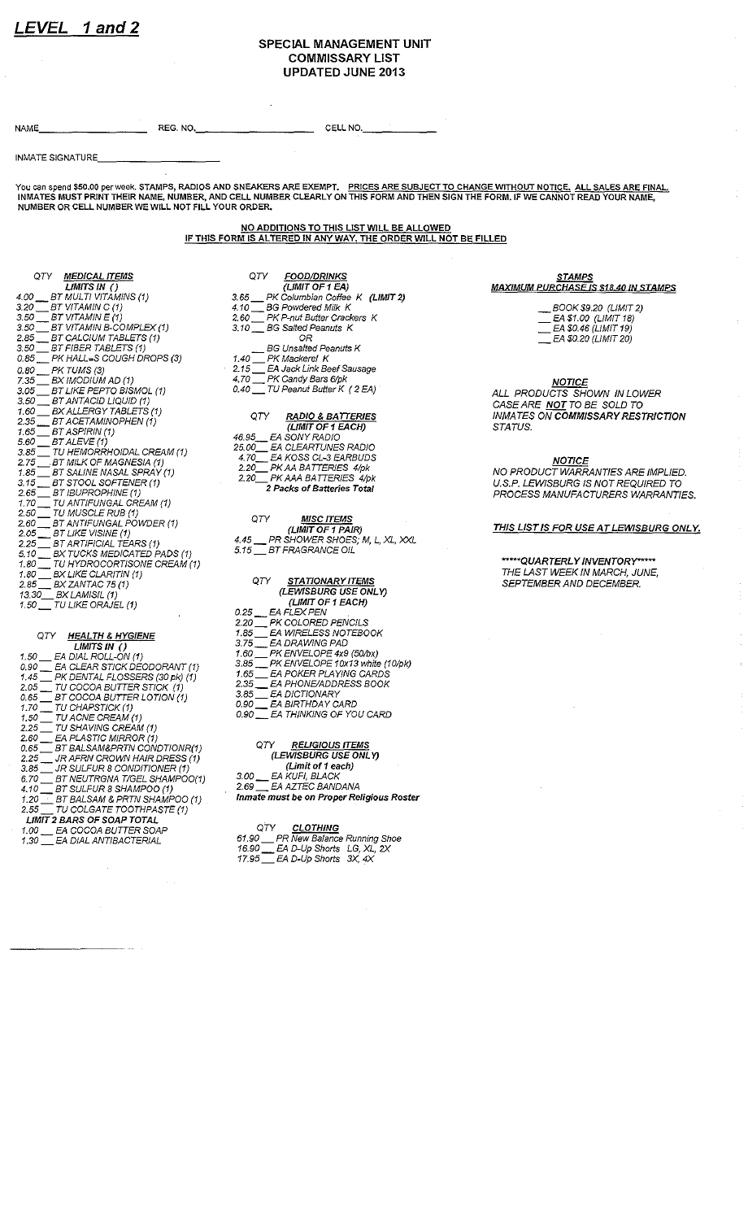***LEVEL 1 and 2***

## SPECIAL MANAGEMENT UNIT COMMISSARY LIST UPDATED JUNE 2013

NAME\_\_\_\_\_\_\_\_\_\_\_\_\_\_\_\_ REG. NO.\_\_\_\_\_\_\_\_\_\_\_\_\_\_\_\_ CELL NO.\_\_\_\_\_\_\_\_\_\_

INMATE SIGNATURE\_\_\_\_\_\_\_\_\_\_\_\_\_\_\_\_

**You can spend $50.00 per week. STAMPS, RADIOS AND SNEAKERS ARE EXEMPT. <u>PRICES ARE SUBJECT TO CHANGE WITHOUT NOTICE. ALL SALES ARE FINAL.</u> INMATES MUST PRINT THEIR NAME, NUMBER, AND CELL NUMBER CLEARLY ON THIS FORM AND THEN SIGN THE FORM. IF WE CANNOT READ YOUR NAME, NUMBER OR CELL NUMBER WE WILL NOT FILL YOUR ORDER.**

**<u>NO ADDITIONS TO THIS LIST WILL BE ALLOWED</u>**
**<u>IF THIS FORM IS ALTERED IN ANY WAY, THE ORDER WILL NOT BE FILLED</u>**

*QTY* ***<u>MEDICAL ITEMS</u>***
***LIMITS IN ( )***

- *4.00 \_\_ BT MULTI VITAMINS (1)*
- *3.20 \_\_ BT VITAMIN C (1)*
- *3.50 \_\_ BT VITAMIN E (1)*
- *3.50 \_\_ BT VITAMIN B-COMPLEX (1)*
- *2.85 \_\_ BT CALCIUM TABLETS (1)*
- *3.50 \_\_ BT FIBER TABLETS (1)*
- *0.85 \_\_ PK HALL=S COUGH DROPS (3)*
- *0.80 \_\_ PK TUMS (3)*
- *7.35 \_\_ BX IMODIUM AD (1)*
- *3.05 \_\_ BT LIKE PEPTO BISMOL (1)*
- *3.50 \_\_ BT ANTACID LIQUID (1)*
- *1.60 \_\_ BX ALLERGY TABLETS (1)*
- *2.35 \_\_ BT ACETAMINOPHEN (1)*
- *1.65 \_\_ BT ASPIRIN (1)*
- *5.60 \_\_ BT ALEVE (1)*
- *3.85 \_\_ TU HEMORRHOIDAL CREAM (1)*
- *2.75 \_\_ BT MILK OF MAGNESIA (1)*
- *1.85 \_\_ BT SALINE NASAL SPRAY (1)*
- *3.15 \_\_ BT STOOL SOFTENER (1)*
- *2.65 \_\_ BT IBUPROPHINE (1)*
- *1.70 \_\_ TU ANTIFUNGAL CREAM (1)*
- *2.50 \_\_ TU MUSCLE RUB (1)*
- *2.60 \_\_ BT ANTIFUNGAL POWDER (1)*
- *2.05 \_\_ BT LIKE VISINE (1)*
- *2.25 \_\_ BT ARTIFICIAL TEARS (1)*
- *5.10 \_\_ BX TUCKS MEDICATED PADS (1)*
- *1.80 \_\_ TU HYDROCORTISONE CREAM (1)*
- *1.80 \_\_ BX LIKE CLARITIN (1)*
- *2.85 \_\_ BX ZANTAC 75 (1)*
- *13.30 \_\_ BX LAMISIL (1)*
- *1.50 \_\_ TU LIKE ORAJEL (1)*

*QTY* ***<u>HEALTH & HYGIENE</u>***
***LIMITS IN ( )***

- *1.50 \_\_ EA DIAL ROLL-ON (1)*
- *0.90 \_\_ EA CLEAR STICK DEODORANT (1)*
- *1.45 \_\_ PK DENTAL FLOSSERS (30 pk) (1)*
- *2.05 \_\_ TU COCOA BUTTER STICK (1)*
- *0.65 \_\_ BT COCOA BUTTER LOTION (1)*
- *1.70 \_\_ TU CHAPSTICK (1)*
- *1.50 \_\_ TU ACNE CREAM (1)*
- *2.25 \_\_ TU SHAVING CREAM (1)*
- *2.60 \_\_ EA PLASTIC MIRROR (1)*
- *0.65 \_\_ BT BALSAM&PRTN CONDTIONR(1)*
- *2.25 \_\_ JR AFRN CROWN HAIR DRESS (1)*
- *3.85 \_\_ JR SULFUR 8 CONDITIONER (1)*
- *6.70 \_\_ BT NEUTRGNA T/GEL SHAMPOO(1)*
- *4.10 \_\_ BT SULFUR 8 SHAMPOO (1)*
- *1.20 \_\_ BT BALSAM & PRTN SHAMPOO (1)*
- *2.55 \_\_ TU COLGATE TOOTHPASTE (1)*

***LIMIT 2 BARS OF SOAP TOTAL***

- *1.00 \_\_ EA COCOA BUTTER SOAP*
- *1.30 \_\_ EA DIAL ANTIBACTERIAL*

*QTY* ***<u>FOOD/DRINKS</u>***
***(LIMIT OF 1 EA)***

- *3.65 \_\_ PK Columbian Coffee K* ***(LIMIT 2)***
- *4.10 \_\_ BG Powdered Milk K*
- *2.60 \_\_ PK P-nut Butter Crackers K*
- *3.10 \_\_ BG Salted Peanuts K*
  *OR*
- *\_\_ BG Unsalted Peanuts K*
- *1.40 \_\_ PK Mackerel K*
- *2.15 \_\_ EA Jack Link Beef Sausage*
- *4.70 \_\_ PK Candy Bars 6/pk*
- *0.40 \_\_ TU Peanut Butter K (2 EA)*

*QTY* ***<u>RADIO & BATTERIES</u>***
***(LIMIT OF 1 EACH)***

- *46.95 \_\_ EA SONY RADIO*
- *25.00 \_\_ EA CLEARTUNES RADIO*
- *4.70 \_\_ EA KOSS CL-3 EARBUDS*
- *2.20 \_\_ PK AA BATTERIES 4/pk*
- *2.20 \_\_ PK AAA BATTERIES 4/pk*

***2 Packs of Batteries Total***

*QTY* ***<u>MISC ITEMS</u>***
***(LIMIT OF 1 PAIR)***

- *4.45 \_\_ PR SHOWER SHOES; M, L, XL, XXL*
- *5.15 \_\_ BT FRAGRANCE OIL*

*QTY* ***<u>STATIONARY ITEMS</u>***
***(LEWISBURG USE ONLY)***
***(LIMIT OF 1 EACH)***

- *0.25 \_\_ EA FLEX PEN*
- *2.20 \_\_ PK COLORED PENCILS*
- *1.85 \_\_ EA WIRELESS NOTEBOOK*
- *3.75 \_\_ EA DRAWING PAD*
- *1.60 \_\_ PK ENVELOPE 4x9 (50/bx)*
- *3.85 \_\_ PK ENVELOPE 10x13 white (10/pk)*
- *1.65 \_\_ EA POKER PLAYING CARDS*
- *2.35 \_\_ EA PHONE/ADDRESS BOOK*
- *3.85 \_\_ EA DICTIONARY*
- *0.90 \_\_ EA BIRTHDAY CARD*
- *0.90 \_\_ EA THINKING OF YOU CARD*

*QTY* ***<u>RELIGIOUS ITEMS</u>***
***(LEWISBURG USE ONLY)***
***(Limit of 1 each)***

- *3.00 \_\_ EA KUFI, BLACK*
- *2.69 \_\_ EA AZTEC BANDANA*

***Inmate must be on Proper Religious Roster***

*QTY* ***<u>CLOTHING</u>***

- *61.90 \_\_ PR New Balance Running Shoe*
- *16.90 \_\_ EA D-Up Shorts LG, XL, 2X*
- *17.95 \_\_ EA D-Up Shorts 3X, 4X*

***<u>STAMPS</u>***
***<u>MAXIMUM PURCHASE IS $18.40 IN STAMPS</u>***

- *\_\_ BOOK $9.20 (LIMIT 2)*
- *\_\_ EA $1.00 (LIMIT 18)*
- *\_\_ EA $0.46 (LIMIT 19)*
- *\_\_ EA $0.20 (LIMIT 20)*

***<u>NOTICE</u>***

*ALL PRODUCTS SHOWN IN LOWER CASE ARE* ***NOT*** *TO BE SOLD TO INMATES ON* ***COMMISSARY RESTRICTION*** *STATUS.*

***<u>NOTICE</u>***

*NO PRODUCT WARRANTIES ARE IMPLIED. U.S.P. LEWISBURG IS NOT REQUIRED TO PROCESS MANUFACTURERS WARRANTIES.*

***<u>THIS LIST IS FOR USE AT LEWISBURG ONLY.</u>***

*****\*\*\*\*\*QUARTERLY INVENTORY\*\*\*\*\******

*THE LAST WEEK IN MARCH, JUNE, SEPTEMBER AND DECEMBER.*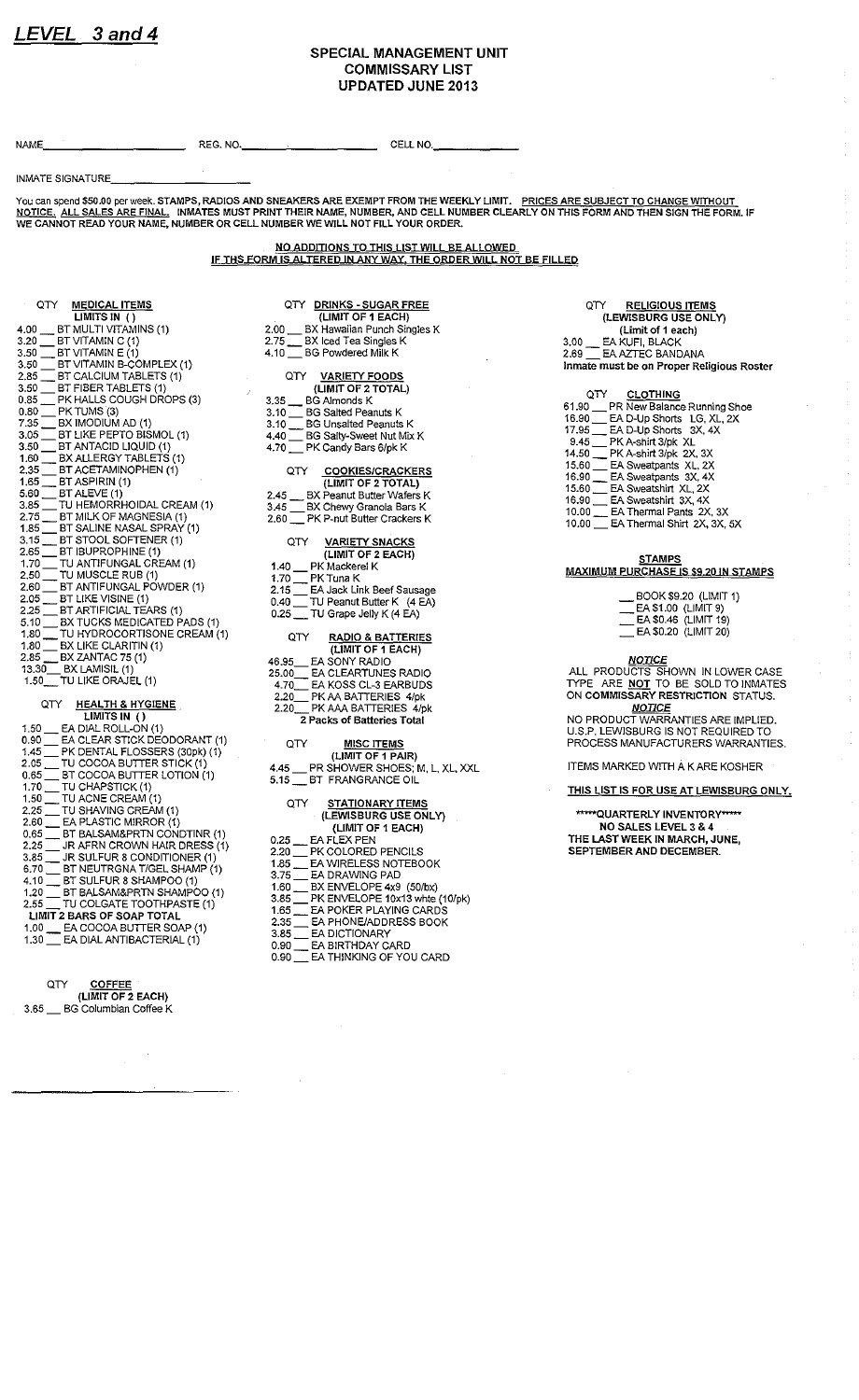# LEVEL 3 and 4

## SPECIAL MANAGEMENT UNIT COMMISSARY LIST UPDATED JUNE 2013

NAME\_\_\_\_\_\_\_\_\_\_\_\_\_\_\_\_\_\_\_\_\_\_\_\_ REG. NO.\_\_\_\_\_\_\_\_\_\_\_\_\_\_\_\_\_\_\_\_\_\_ CELL NO.\_\_\_\_\_\_\_\_\_\_\_\_\_\_

INMATE SIGNATURE\_\_\_\_\_\_\_\_\_\_\_\_\_\_\_\_\_\_\_\_\_\_

You can spend $50.00 per week. **STAMPS, RADIOS AND SNEAKERS ARE EXEMPT FROM THE WEEKLY LIMIT. PRICES ARE SUBJECT TO CHANGE WITHOUT NOTICE. ALL SALES ARE FINAL. INMATES MUST PRINT THEIR NAME, NUMBER, AND CELL NUMBER CLEARLY ON THIS FORM AND THEN SIGN THE FORM. IF WE CANNOT READ YOUR NAME, NUMBER OR CELL NUMBER WE WILL NOT FILL YOUR ORDER.**

**NO ADDITIONS TO THIS LIST WILL BE ALLOWED**
**IF THS FORM IS ALTERED IN ANY WAY, THE ORDER WILL NOT BE FILLED**

### QTY MEDICAL ITEMS
**LIMITS IN ( )**

- 4.00 \_\_ BT MULTI VITAMINS (1)
- 3.20 \_\_ BT VITAMIN C (1)
- 3.50 \_\_ BT VITAMIN E (1)
- 3.50 \_\_ BT VITAMIN B-COMPLEX (1)
- 2.85 \_\_ BT CALCIUM TABLETS (1)
- 3.50 \_\_ BT FIBER TABLETS (1)
- 0.85 \_\_ PK HALLS COUGH DROPS (3)
- 0.80 \_\_ PK TUMS (3)
- 7.35 \_\_ BX IMODIUM AD (1)
- 3.05 \_\_ BT LIKE PEPTO BISMOL (1)
- 3.50 \_\_ BT ANTACID LIQUID (1)
- 1.60 \_\_ BX ALLERGY TABLETS (1)
- 2.35 \_\_ BT ACETAMINOPHEN (1)
- 1.65 \_\_ BT ASPIRIN (1)
- 5.60 \_\_ BT ALEVE (1)
- 3.85 \_\_ TU HEMORRHOIDAL CREAM (1)
- 2.75 \_\_ BT MILK OF MAGNESIA (1)
- 1.85 \_\_ BT SALINE NASAL SPRAY (1)
- 3.15 \_\_ BT STOOL SOFTENER (1)
- 2.65 \_\_ BT IBUPROPHINE (1)
- 1.70 \_\_ TU ANTIFUNGAL CREAM (1)
- 2.50 \_\_ TU MUSCLE RUB (1)
- 2.60 \_\_ BT ANTIFUNGAL POWDER (1)
- 2.05 \_\_ BT LIKE VISINE (1)
- 2.25 \_\_ BT ARTIFICIAL TEARS (1)
- 5.10 \_\_ BX TUCKS MEDICATED PADS (1)
- 1.80 \_\_ TU HYDROCORTISONE CREAM (1)
- 1.80 \_\_ BX LIKE CLARITIN (1)
- 2.85 \_\_ BX ZANTAC 75 (1)
- 13.30 \_\_ BX LAMISIL (1)
- 1.50 \_\_ TU LIKE ORAJEL (1)

### QTY HEALTH & HYGIENE
**LIMITS IN ( )**

- 1.50 \_\_ EA DIAL ROLL-ON (1)
- 0.90 \_\_ EA CLEAR STICK DEODORANT (1)
- 1.45 \_\_ PK DENTAL FLOSSERS (30pk) (1)
- 2.05 \_\_ TU COCOA BUTTER STICK (1)
- 0.65 \_\_ BT COCOA BUTTER LOTION (1)
- 1.70 \_\_ TU CHAPSTICK (1)
- 1.50 \_\_ TU ACNE CREAM (1)
- 2.25 \_\_ TU SHAVING CREAM (1)
- 2.60 \_\_ EA PLASTIC MIRROR (1)
- 0.65 \_\_ BT BALSAM&PRTN CONDTINR (1)
- 2.25 \_\_ JR AFRN CROWN HAIR DRESS (1)
- 3.85 \_\_ JR SULFUR 8 CONDITIONER (1)
- 6.70 \_\_ BT NEUTRGNA T/GEL SHAMP (1)
- 4.10 \_\_ BT SULFUR 8 SHAMPOO (1)
- 1.20 \_\_ BT BALSAM&PRTN SHAMPOO (1)
- 2.55 \_\_ TU COLGATE TOOTHPASTE (1)

**LIMIT 2 BARS OF SOAP TOTAL**

- 1.00 \_\_ EA COCOA BUTTER SOAP (1)
- 1.30 \_\_ EA DIAL ANTIBACTERIAL (1)

### QTY COFFEE
**(LIMIT OF 2 EACH)**

- 3.65 \_\_ BG Columbian Coffee K

### QTY DRINKS - SUGAR FREE
**(LIMIT OF 1 EACH)**

- 2.00 \_\_ BX Hawaiian Punch Singles K
- 2.75 \_\_ BX Iced Tea Singles K
- 4.10 \_\_ BG Powdered Milk K

### QTY VARIETY FOODS
**(LIMIT OF 2 TOTAL)**

- 3.35 \_\_ BG Almonds K
- 3.10 \_\_ BG Salted Peanuts K
- 3.10 \_\_ BG Unsalted Peanuts K
- 4.40 \_\_ BG Salty-Sweet Nut Mix K
- 4.70 \_\_ PK Candy Bars 6/pk K

### QTY COOKIES/CRACKERS
**(LIMIT OF 2 TOTAL)**

- 2.45 \_\_ BX Peanut Butter Wafers K
- 3.45 \_\_ BX Chewy Granola Bars K
- 2.60 \_\_ PK P-nut Butter Crackers K

### QTY VARIETY SNACKS
**(LIMIT OF 2 EACH)**

- 1.40 \_\_ PK Mackerel K
- 1.70 \_\_ PK Tuna K
- 2.15 \_\_ EA Jack Link Beef Sausage
- 0.40 \_\_ TU Peanut Butter K (4 EA)
- 0.25 \_\_ TU Grape Jelly K (4 EA)

### QTY RADIO & BATTERIES
**(LIMIT OF 1 EACH)**

- 46.95 \_\_ EA SONY RADIO
- 25.00 \_\_ EA CLEARTUNES RADIO
- 4.70 \_\_ EA KOSS CL-3 EARBUDS
- 2.20 \_\_ PK AA BATTERIES 4/pk
- 2.20 \_\_ PK AAA BATTERIES 4/pk

**2 Packs of Batteries Total**

### QTY MISC ITEMS
**(LIMIT OF 1 PAIR)**

- 4.45 \_\_ PR SHOWER SHOES; M, L, XL, XXL
- 5.15 \_\_ BT FRANGRANCE OIL

### QTY STATIONARY ITEMS
**(LEWISBURG USE ONLY)**
**(LIMIT OF 1 EACH)**

- 0.25 \_\_ EA FLEX PEN
- 2.20 \_\_ PK COLORED PENCILS
- 1.85 \_\_ EA WIRELESS NOTEBOOK
- 3.75 \_\_ EA DRAWING PAD
- 1.60 \_\_ BX ENVELOPE 4x9 (50/bx)
- 3.85 \_\_ PK ENVELOPE 10x13 whte (10/pk)
- 1.65 \_\_ EA POKER PLAYING CARDS
- 2.35 \_\_ EA PHONE/ADDRESS BOOK
- 3.85 \_\_ EA DICTIONARY
- 0.90 \_\_ EA BIRTHDAY CARD
- 0.90 \_\_ EA THINKING OF YOU CARD

### QTY RELIGIOUS ITEMS
**(LEWISBURG USE ONLY)**
**(Limit of 1 each)**

- 3.00 \_\_ EA KUFI, BLACK
- 2.69 \_\_ EA AZTEC BANDANA

**Inmate must be on Proper Religious Roster**

### QTY CLOTHING

- 61.90 \_\_ PR New Balance Running Shoe
- 16.90 \_\_ EA D-Up Shorts LG, XL, 2X
- 17.95 \_\_ EA D-Up Shorts 3X, 4X
- 9.45 \_\_ PK A-shirt 3/pk XL
- 14.50 \_\_ PK A-shirt 3/pk 2X, 3X
- 15.60 \_\_ EA Sweatpants XL, 2X
- 16.90 \_\_ EA Sweatpants 3X, 4X
- 15.60 \_\_ EA Sweatshirt XL, 2X
- 16.90 \_\_ EA Sweatshirt 3X, 4X
- 10.00 \_\_ EA Thermal Pants 2X, 3X
- 10.00 \_\_ EA Thermal Shirt 2X, 3X, 5X

### STAMPS
**MAXIMUM PURCHASE IS $9.20 IN STAMPS**

- \_\_ BOOK $9.20 (LIMIT 1)
- \_\_ EA $1.00 (LIMIT 9)
- \_\_ EA $0.46 (LIMIT 19)
- \_\_ EA $0.20 (LIMIT 20)

***NOTICE***

ALL PRODUCTS SHOWN IN LOWER CASE TYPE ARE **NOT** TO BE SOLD TO INMATES ON **COMMISSARY RESTRICTION** STATUS.

***NOTICE***

NO PRODUCT WARRANTIES ARE IMPLIED. U.S.P. LEWISBURG IS NOT REQUIRED TO PROCESS MANUFACTURERS WARRANTIES.

ITEMS MARKED WITH A K ARE KOSHER

**THIS LIST IS FOR USE AT LEWISBURG ONLY.**

**\*\*\*\*\*QUARTERLY INVENTORY\*\*\*\*\***
**NO SALES LEVEL 3 & 4 THE LAST WEEK IN MARCH, JUNE, SEPTEMBER AND DECEMBER.**